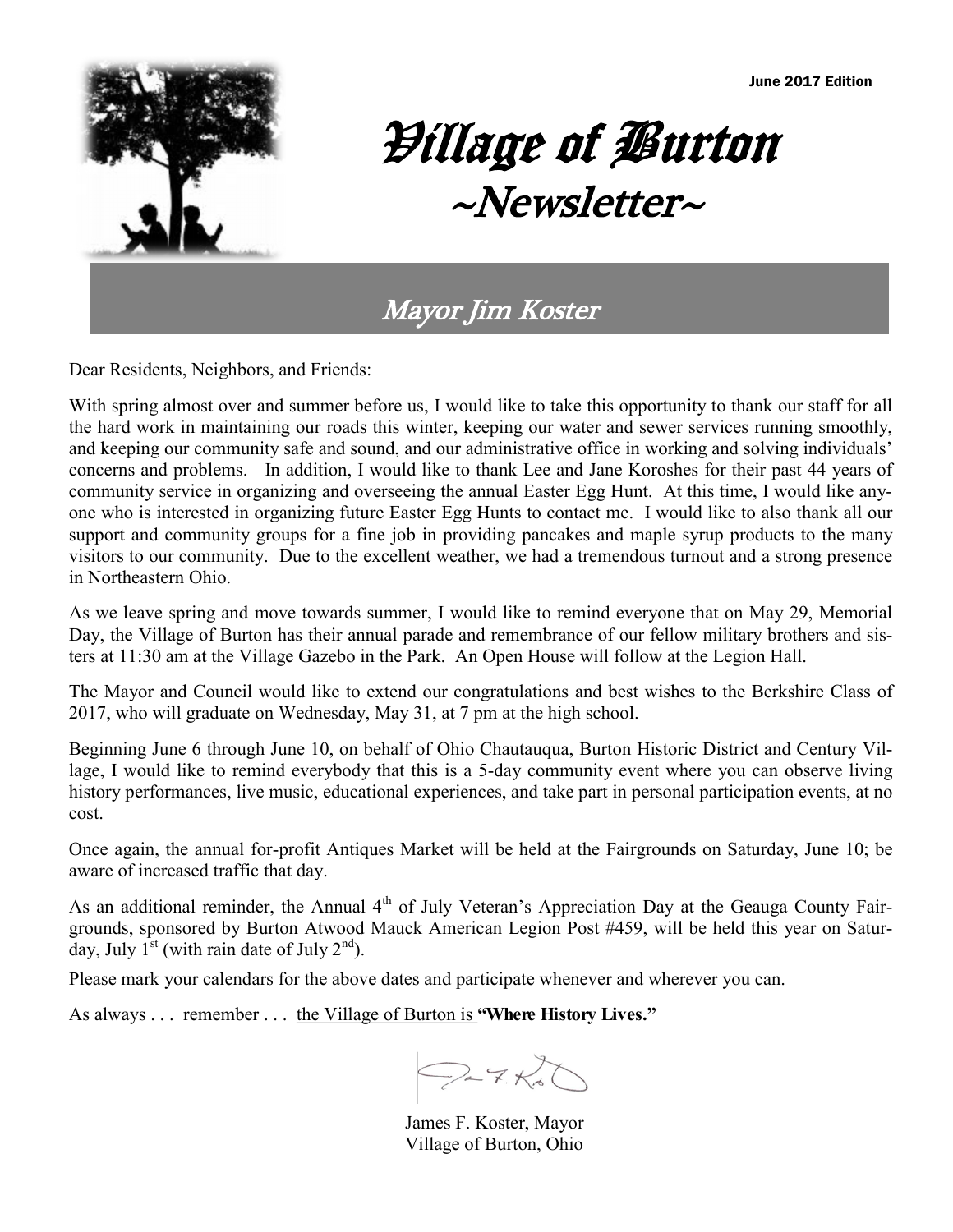June 2017 Edition

# Village of Burton
# ~Newsletter~

## Mayor Jim Koster

Dear Residents, Neighbors, and Friends:

With spring almost over and summer before us, I would like to take this opportunity to thank our staff for all the hard work in maintaining our roads this winter, keeping our water and sewer services running smoothly, and keeping our community safe and sound, and our administrative office in working and solving individuals' concerns and problems. In addition, I would like to thank Lee and Jane Koroshes for their past 44 years of community service in organizing and overseeing the annual Easter Egg Hunt. At this time, I would like anyone who is interested in organizing future Easter Egg Hunts to contact me. I would like to also thank all our support and community groups for a fine job in providing pancakes and maple syrup products to the many visitors to our community. Due to the excellent weather, we had a tremendous turnout and a strong presence in Northeastern Ohio.

As we leave spring and move towards summer, I would like to remind everyone that on May 29, Memorial Day, the Village of Burton has their annual parade and remembrance of our fellow military brothers and sisters at 11:30 am at the Village Gazebo in the Park. An Open House will follow at the Legion Hall.

The Mayor and Council would like to extend our congratulations and best wishes to the Berkshire Class of 2017, who will graduate on Wednesday, May 31, at 7 pm at the high school.

Beginning June 6 through June 10, on behalf of Ohio Chautauqua, Burton Historic District and Century Village, I would like to remind everybody that this is a 5-day community event where you can observe living history performances, live music, educational experiences, and take part in personal participation events, at no cost.

Once again, the annual for-profit Antiques Market will be held at the Fairgrounds on Saturday, June 10; be aware of increased traffic that day.

As an additional reminder, the Annual 4th of July Veteran's Appreciation Day at the Geauga County Fairgrounds, sponsored by Burton Atwood Mauck American Legion Post #459, will be held this year on Saturday, July 1st (with rain date of July 2nd).

Please mark your calendars for the above dates and participate whenever and wherever you can.

As always . . . remember . . . the Village of Burton is **"Where History Lives."**

James F. Koster, Mayor
Village of Burton, Ohio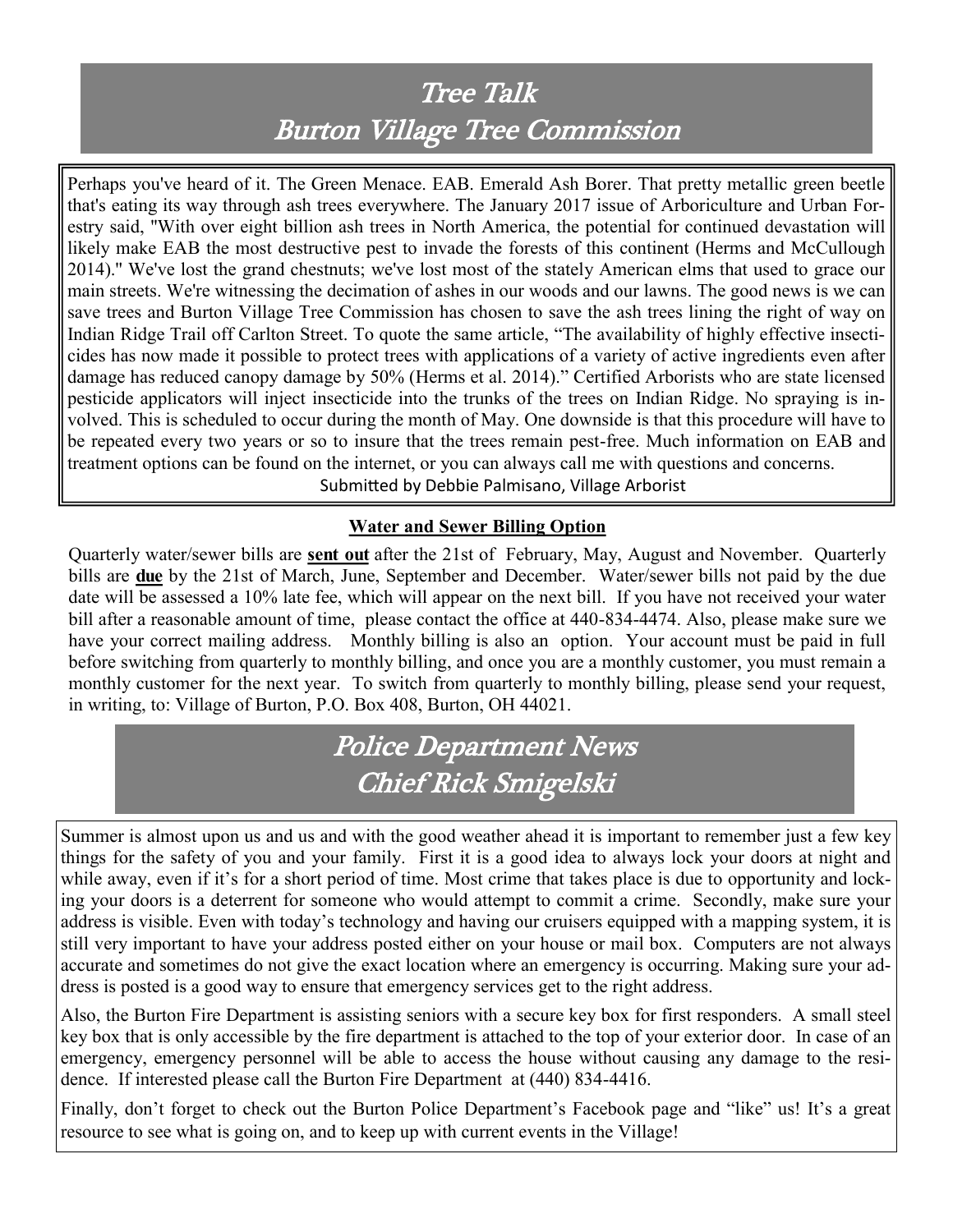## Tree Talk
## Burton Village Tree Commission

Perhaps you've heard of it. The Green Menace. EAB. Emerald Ash Borer. That pretty metallic green beetle that's eating its way through ash trees everywhere. The January 2017 issue of Arboriculture and Urban Forestry said, "With over eight billion ash trees in North America, the potential for continued devastation will likely make EAB the most destructive pest to invade the forests of this continent (Herms and McCullough 2014)." We've lost the grand chestnuts; we've lost most of the stately American elms that used to grace our main streets. We're witnessing the decimation of ashes in our woods and our lawns. The good news is we can save trees and Burton Village Tree Commission has chosen to save the ash trees lining the right of way on Indian Ridge Trail off Carlton Street. To quote the same article, "The availability of highly effective insecticides has now made it possible to protect trees with applications of a variety of active ingredients even after damage has reduced canopy damage by 50% (Herms et al. 2014)." Certified Arborists who are state licensed pesticide applicators will inject insecticide into the trunks of the trees on Indian Ridge. No spraying is involved. This is scheduled to occur during the month of May. One downside is that this procedure will have to be repeated every two years or so to insure that the trees remain pest-free. Much information on EAB and treatment options can be found on the internet, or you can always call me with questions and concerns.

Submitted by Debbie Palmisano, Village Arborist

### Water and Sewer Billing Option

Quarterly water/sewer bills are **sent out** after the 21st of February, May, August and November. Quarterly bills are **due** by the 21st of March, June, September and December. Water/sewer bills not paid by the due date will be assessed a 10% late fee, which will appear on the next bill. If you have not received your water bill after a reasonable amount of time, please contact the office at 440-834-4474. Also, please make sure we have your correct mailing address. Monthly billing is also an option. Your account must be paid in full before switching from quarterly to monthly billing, and once you are a monthly customer, you must remain a monthly customer for the next year. To switch from quarterly to monthly billing, please send your request, in writing, to: Village of Burton, P.O. Box 408, Burton, OH 44021.

## Police Department News
## Chief Rick Smigelski

Summer is almost upon us and us and with the good weather ahead it is important to remember just a few key things for the safety of you and your family. First it is a good idea to always lock your doors at night and while away, even if it's for a short period of time. Most crime that takes place is due to opportunity and locking your doors is a deterrent for someone who would attempt to commit a crime. Secondly, make sure your address is visible. Even with today's technology and having our cruisers equipped with a mapping system, it is still very important to have your address posted either on your house or mail box. Computers are not always accurate and sometimes do not give the exact location where an emergency is occurring. Making sure your address is posted is a good way to ensure that emergency services get to the right address.

Also, the Burton Fire Department is assisting seniors with a secure key box for first responders. A small steel key box that is only accessible by the fire department is attached to the top of your exterior door. In case of an emergency, emergency personnel will be able to access the house without causing any damage to the residence. If interested please call the Burton Fire Department at (440) 834-4416.

Finally, don't forget to check out the Burton Police Department's Facebook page and "like" us! It's a great resource to see what is going on, and to keep up with current events in the Village!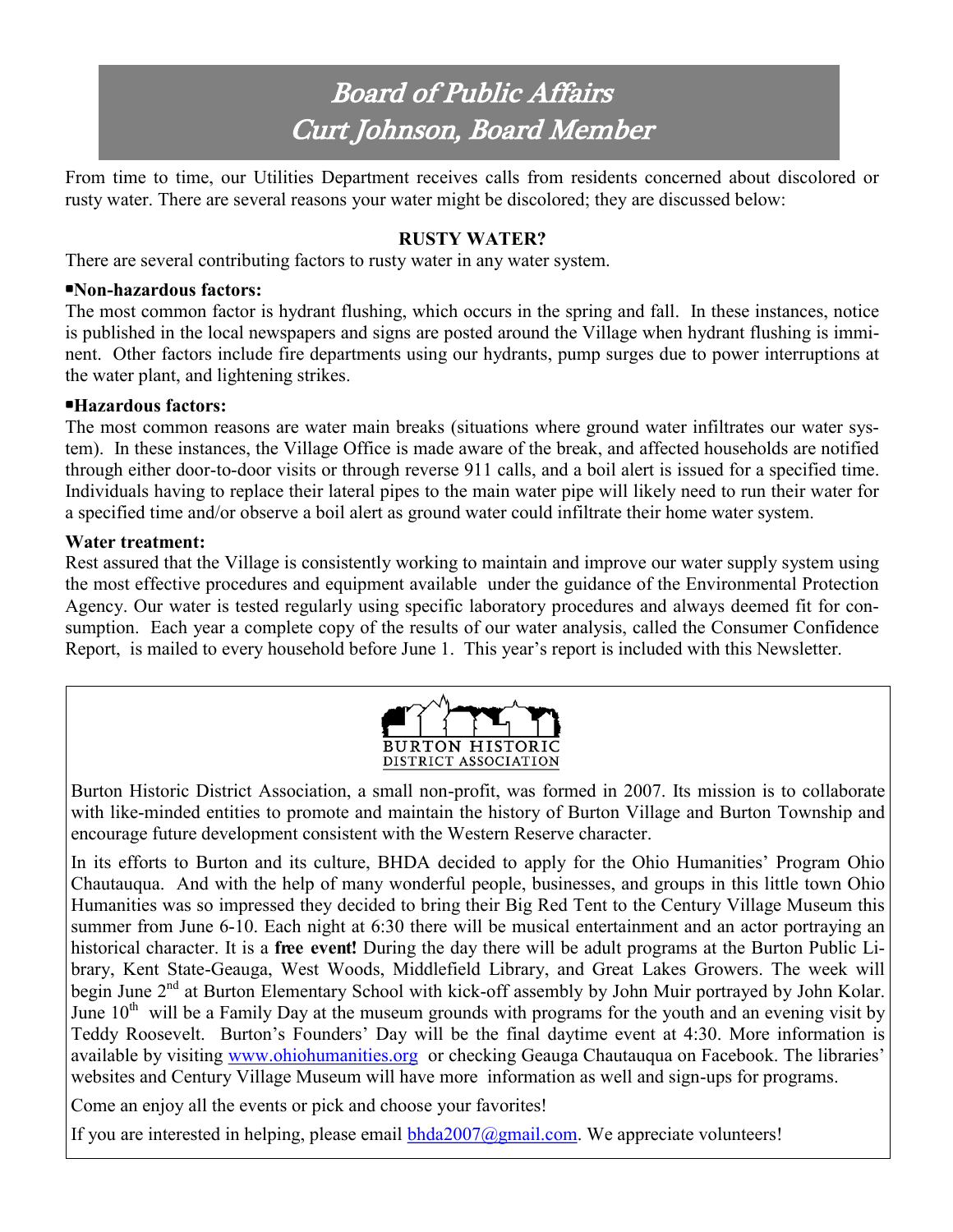# Board of Public Affairs
## Curt Johnson, Board Member

From time to time, our Utilities Department receives calls from residents concerned about discolored or rusty water. There are several reasons your water might be discolored; they are discussed below:

### RUSTY WATER?

There are several contributing factors to rusty water in any water system.

**▪Non-hazardous factors:**

The most common factor is hydrant flushing, which occurs in the spring and fall. In these instances, notice is published in the local newspapers and signs are posted around the Village when hydrant flushing is imminent. Other factors include fire departments using our hydrants, pump surges due to power interruptions at the water plant, and lightening strikes.

**▪Hazardous factors:**

The most common reasons are water main breaks (situations where ground water infiltrates our water system). In these instances, the Village Office is made aware of the break, and affected households are notified through either door-to-door visits or through reverse 911 calls, and a boil alert is issued for a specified time. Individuals having to replace their lateral pipes to the main water pipe will likely need to run their water for a specified time and/or observe a boil alert as ground water could infiltrate their home water system.

**Water treatment:**

Rest assured that the Village is consistently working to maintain and improve our water supply system using the most effective procedures and equipment available under the guidance of the Environmental Protection Agency. Our water is tested regularly using specific laboratory procedures and always deemed fit for consumption. Each year a complete copy of the results of our water analysis, called the Consumer Confidence Report, is mailed to every household before June 1. This year's report is included with this Newsletter.

---

BURTON HISTORIC
DISTRICT ASSOCIATION

Burton Historic District Association, a small non-profit, was formed in 2007. Its mission is to collaborate with like-minded entities to promote and maintain the history of Burton Village and Burton Township and encourage future development consistent with the Western Reserve character.

In its efforts to Burton and its culture, BHDA decided to apply for the Ohio Humanities' Program Ohio Chautauqua. And with the help of many wonderful people, businesses, and groups in this little town Ohio Humanities was so impressed they decided to bring their Big Red Tent to the Century Village Museum this summer from June 6-10. Each night at 6:30 there will be musical entertainment and an actor portraying an historical character. It is a **free event!** During the day there will be adult programs at the Burton Public Library, Kent State-Geauga, West Woods, Middlefield Library, and Great Lakes Growers. The week will begin June 2nd at Burton Elementary School with kick-off assembly by John Muir portrayed by John Kolar. June 10th will be a Family Day at the museum grounds with programs for the youth and an evening visit by Teddy Roosevelt. Burton's Founders' Day will be the final daytime event at 4:30. More information is available by visiting www.ohiohumanities.org or checking Geauga Chautauqua on Facebook. The libraries' websites and Century Village Museum will have more information as well and sign-ups for programs.

Come an enjoy all the events or pick and choose your favorites!

If you are interested in helping, please email bhda2007@gmail.com. We appreciate volunteers!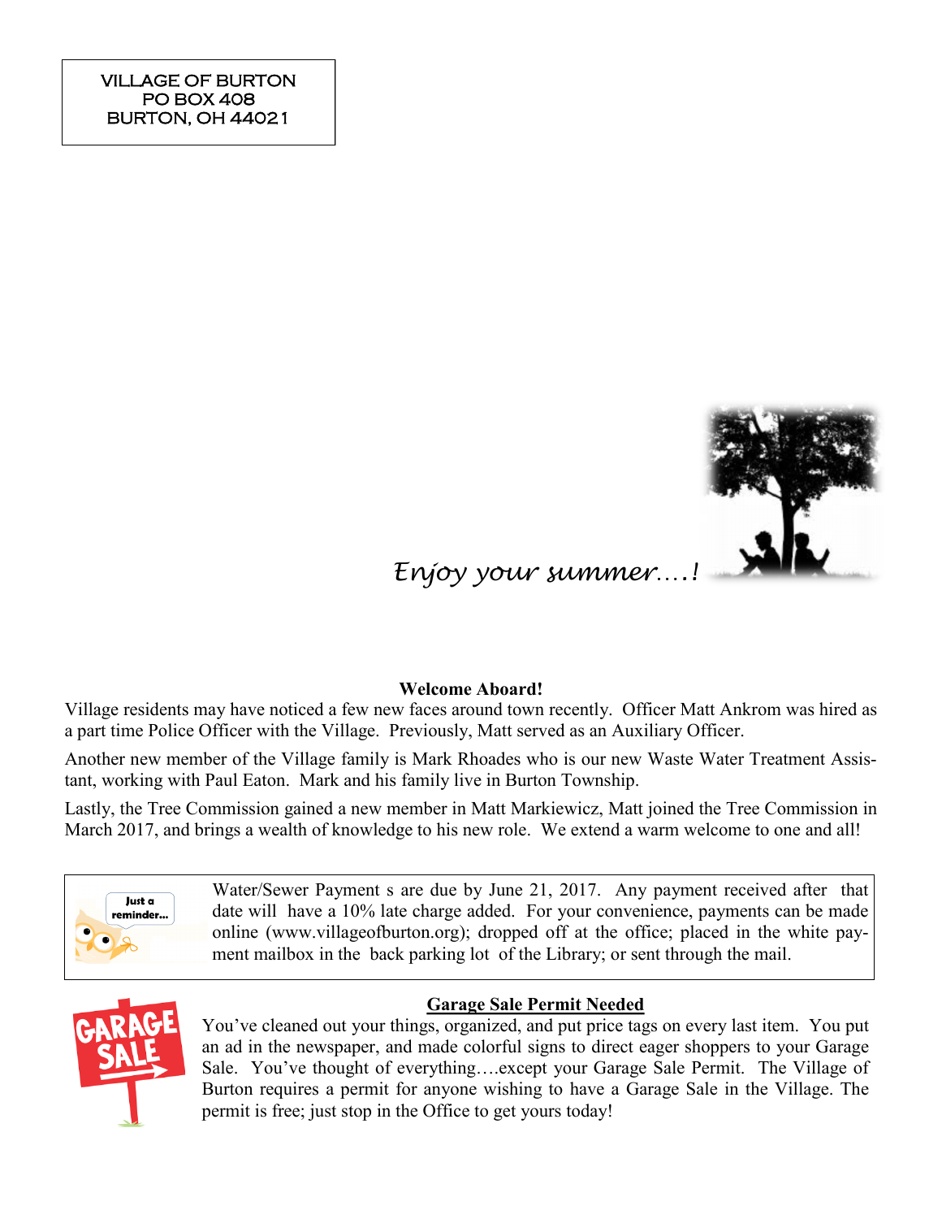VILLAGE OF BURTON
PO BOX 408
BURTON, OH 44021

*Enjoy your summer….!*

**Welcome Aboard!**

Village residents may have noticed a few new faces around town recently. Officer Matt Ankrom was hired as a part time Police Officer with the Village. Previously, Matt served as an Auxiliary Officer.

Another new member of the Village family is Mark Rhoades who is our new Waste Water Treatment Assistant, working with Paul Eaton. Mark and his family live in Burton Township.

Lastly, the Tree Commission gained a new member in Matt Markiewicz, Matt joined the Tree Commission in March 2017, and brings a wealth of knowledge to his new role. We extend a warm welcome to one and all!

Just a reminder...

Water/Sewer Payment s are due by June 21, 2017. Any payment received after that date will have a 10% late charge added. For your convenience, payments can be made online (www.villageofburton.org); dropped off at the office; placed in the white payment mailbox in the back parking lot of the Library; or sent through the mail.

**Garage Sale Permit Needed**

You've cleaned out your things, organized, and put price tags on every last item. You put an ad in the newspaper, and made colorful signs to direct eager shoppers to your Garage Sale. You've thought of everything….except your Garage Sale Permit. The Village of Burton requires a permit for anyone wishing to have a Garage Sale in the Village. The permit is free; just stop in the Office to get yours today!